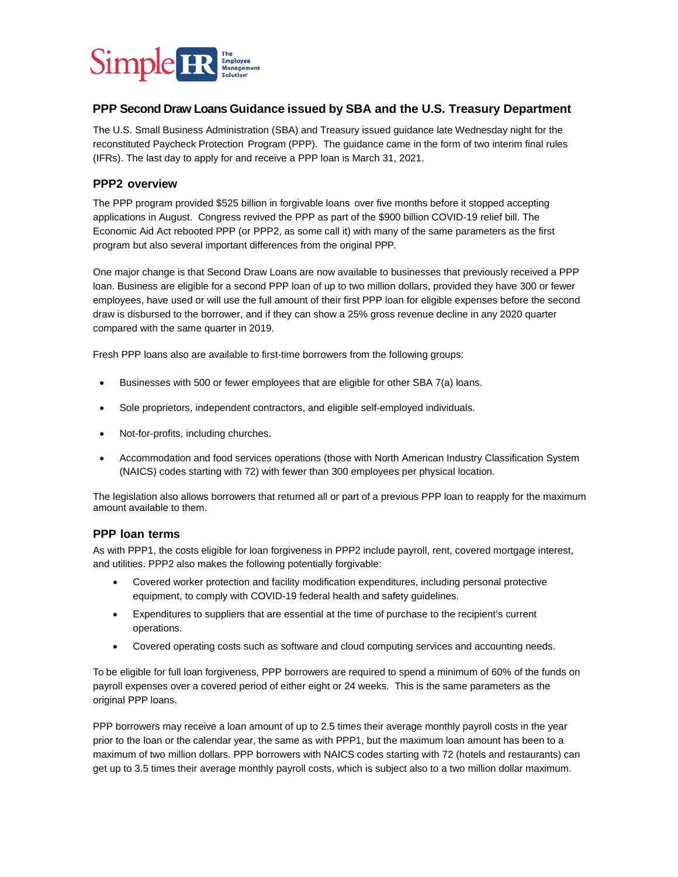## PPP Second Draw Loans Guidance issued by SBA and the U.S. Treasury Department

The U.S. Small Business Administration (SBA) and Treasury issued guidance late Wednesday night for the reconstituted Paycheck Protection Program (PPP). The guidance came in the form of two interim final rules (IFRs). The last day to apply for and receive a PPP loan is March 31, 2021.

### PPP2 overview

The PPP program provided $525 billion in forgivable loans over five months before it stopped accepting applications in August. Congress revived the PPP as part of the $900 billion COVID-19 relief bill. The Economic Aid Act rebooted PPP (or PPP2, as some call it) with many of the same parameters as the first program but also several important differences from the original PPP.

One major change is that Second Draw Loans are now available to businesses that previously received a PPP loan. Business are eligible for a second PPP loan of up to two million dollars, provided they have 300 or fewer employees, have used or will use the full amount of their first PPP loan for eligible expenses before the second draw is disbursed to the borrower, and if they can show a 25% gross revenue decline in any 2020 quarter compared with the same quarter in 2019.

Fresh PPP loans also are available to first-time borrowers from the following groups:

- Businesses with 500 or fewer employees that are eligible for other SBA 7(a) loans.
- Sole proprietors, independent contractors, and eligible self-employed individuals.
- Not-for-profits, including churches.
- Accommodation and food services operations (those with North American Industry Classification System (NAICS) codes starting with 72) with fewer than 300 employees per physical location.

The legislation also allows borrowers that returned all or part of a previous PPP loan to reapply for the maximum amount available to them.

### PPP loan terms

As with PPP1, the costs eligible for loan forgiveness in PPP2 include payroll, rent, covered mortgage interest, and utilities. PPP2 also makes the following potentially forgivable:

- Covered worker protection and facility modification expenditures, including personal protective equipment, to comply with COVID-19 federal health and safety guidelines.
- Expenditures to suppliers that are essential at the time of purchase to the recipient's current operations.
- Covered operating costs such as software and cloud computing services and accounting needs.

To be eligible for full loan forgiveness, PPP borrowers are required to spend a minimum of 60% of the funds on payroll expenses over a covered period of either eight or 24 weeks. This is the same parameters as the original PPP loans.

PPP borrowers may receive a loan amount of up to 2.5 times their average monthly payroll costs in the year prior to the loan or the calendar year, the same as with PPP1, but the maximum loan amount has been to a maximum of two million dollars. PPP borrowers with NAICS codes starting with 72 (hotels and restaurants) can get up to 3.5 times their average monthly payroll costs, which is subject also to a two million dollar maximum.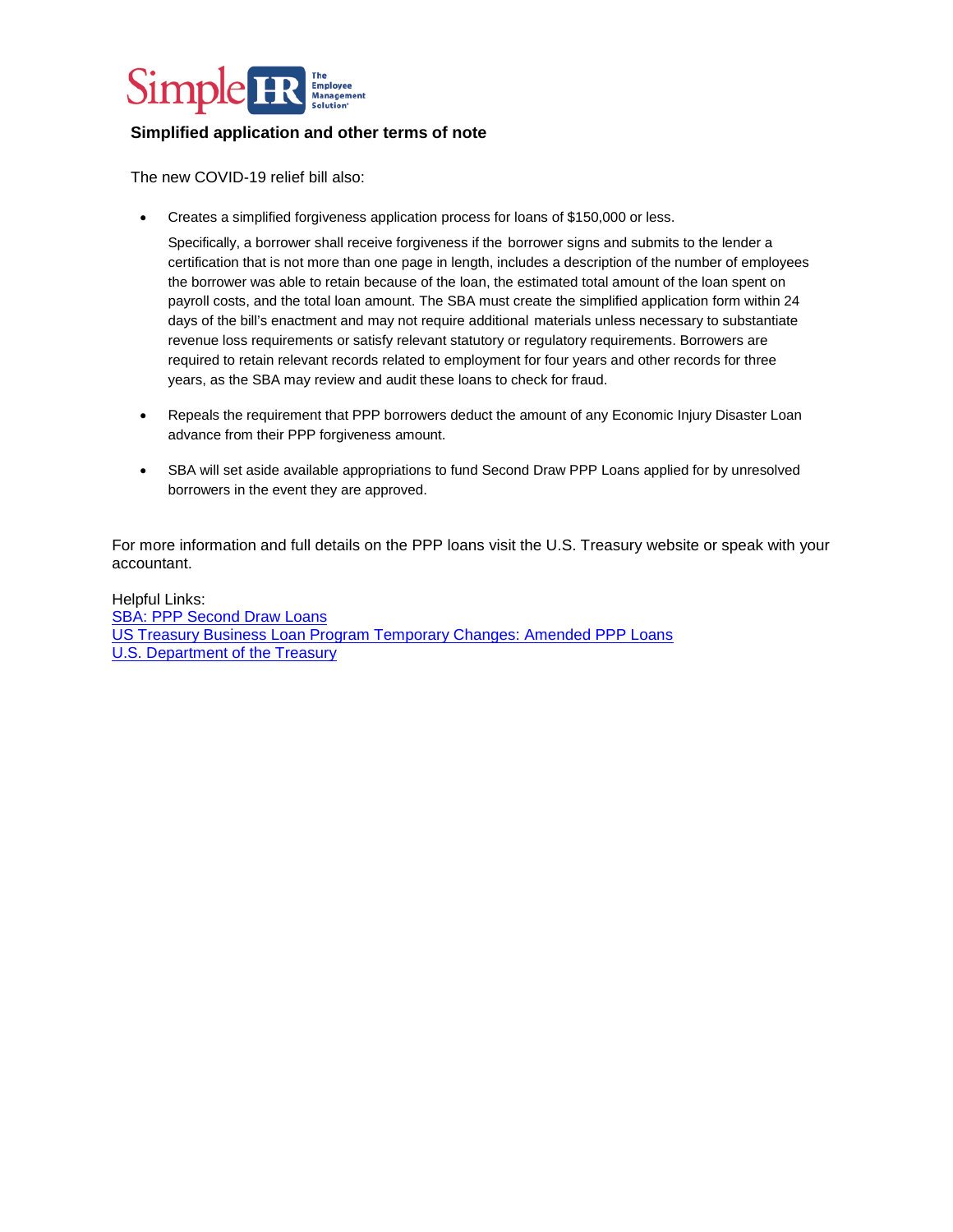**Simplified application and other terms of note**

The new COVID-19 relief bill also:

- Creates a simplified forgiveness application process for loans of $150,000 or less.

  Specifically, a borrower shall receive forgiveness if the borrower signs and submits to the lender a certification that is not more than one page in length, includes a description of the number of employees the borrower was able to retain because of the loan, the estimated total amount of the loan spent on payroll costs, and the total loan amount. The SBA must create the simplified application form within 24 days of the bill's enactment and may not require additional materials unless necessary to substantiate revenue loss requirements or satisfy relevant statutory or regulatory requirements. Borrowers are required to retain relevant records related to employment for four years and other records for three years, as the SBA may review and audit these loans to check for fraud.

- Repeals the requirement that PPP borrowers deduct the amount of any Economic Injury Disaster Loan advance from their PPP forgiveness amount.

- SBA will set aside available appropriations to fund Second Draw PPP Loans applied for by unresolved borrowers in the event they are approved.

For more information and full details on the PPP loans visit the U.S. Treasury website or speak with your accountant.

Helpful Links:
SBA: PPP Second Draw Loans
US Treasury Business Loan Program Temporary Changes: Amended PPP Loans
U.S. Department of the Treasury